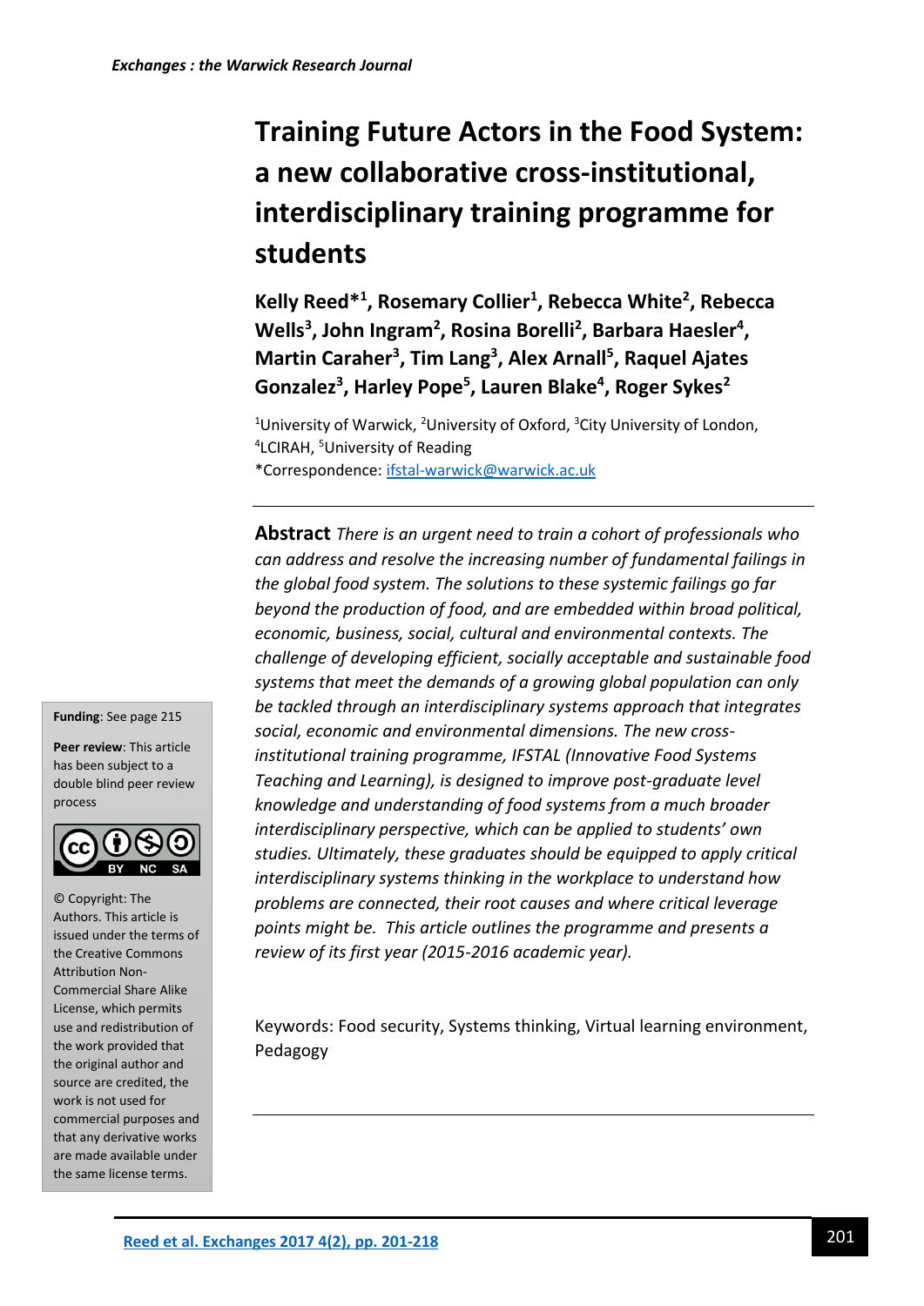# Training Future Actors in the Food System: a new collaborative cross-institutional, interdisciplinary training programme for students

**Kelly Reed*[1], Rosemary Collier[1], Rebecca White[2], Rebecca Wells[3], John Ingram[2], Rosina Borelli[2], Barbara Haesler[4], Martin Caraher[3], Tim Lang[3], Alex Arnall[5], Raquel Ajates Gonzalez[3], Harley Pope[5], Lauren Blake[4], Roger Sykes[2]**

[1]University of Warwick, [2]University of Oxford, [3]City University of London, [4]LCIRAH, [5]University of Reading

*Correspondence: ifstal-warwick@warwick.ac.uk

**Funding**: See page 215

**Peer review**: This article has been subject to a double blind peer review process

© Copyright: The Authors. This article is issued under the terms of the Creative Commons Attribution Non-Commercial Share Alike License, which permits use and redistribution of the work provided that the original author and source are credited, the work is not used for commercial purposes and that any derivative works are made available under the same license terms.

**Abstract** *There is an urgent need to train a cohort of professionals who can address and resolve the increasing number of fundamental failings in the global food system. The solutions to these systemic failings go far beyond the production of food, and are embedded within broad political, economic, business, social, cultural and environmental contexts. The challenge of developing efficient, socially acceptable and sustainable food systems that meet the demands of a growing global population can only be tackled through an interdisciplinary systems approach that integrates social, economic and environmental dimensions. The new cross-institutional training programme, IFSTAL (Innovative Food Systems Teaching and Learning), is designed to improve post-graduate level knowledge and understanding of food systems from a much broader interdisciplinary perspective, which can be applied to students' own studies. Ultimately, these graduates should be equipped to apply critical interdisciplinary systems thinking in the workplace to understand how problems are connected, their root causes and where critical leverage points might be. This article outlines the programme and presents a review of its first year (2015-2016 academic year).*

Keywords: Food security, Systems thinking, Virtual learning environment, Pedagogy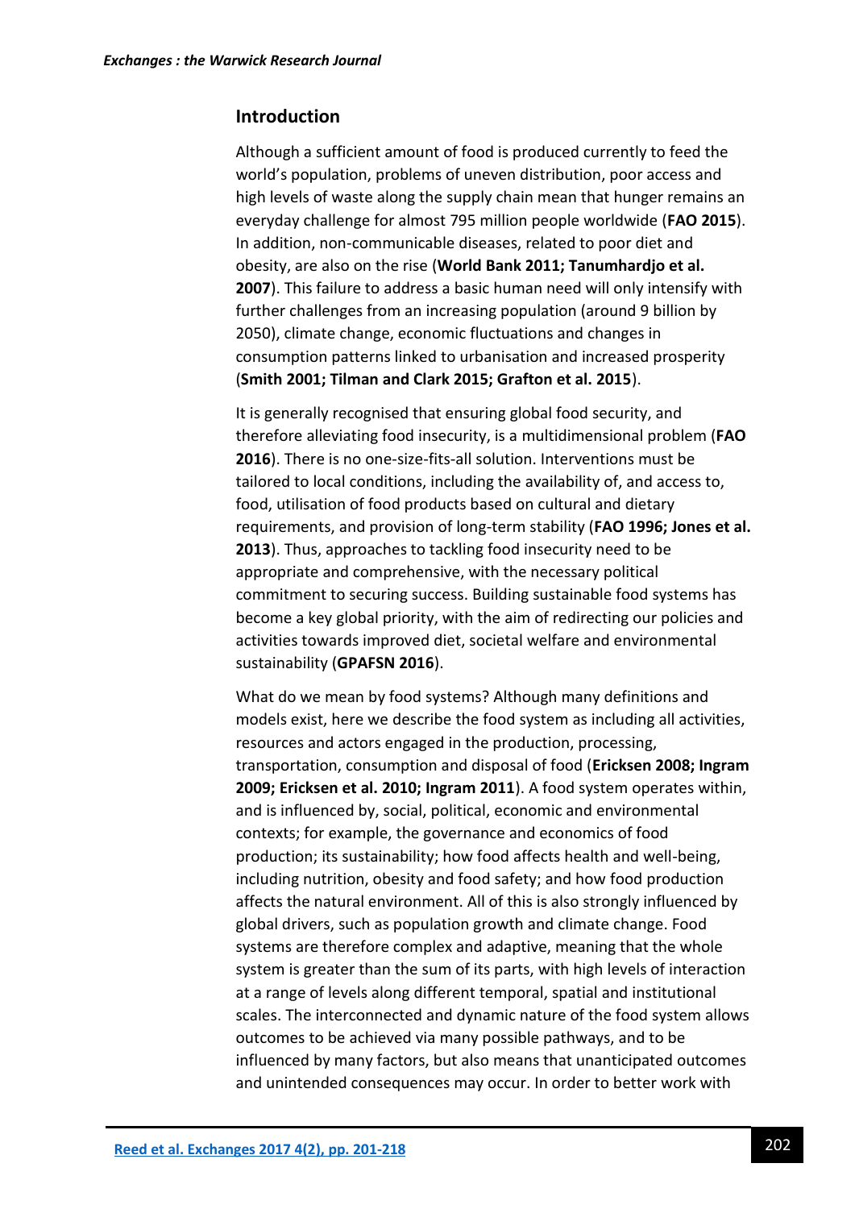## Introduction

Although a sufficient amount of food is produced currently to feed the world's population, problems of uneven distribution, poor access and high levels of waste along the supply chain mean that hunger remains an everyday challenge for almost 795 million people worldwide (**FAO 2015**). In addition, non-communicable diseases, related to poor diet and obesity, are also on the rise (**World Bank 2011; Tanumhardjo et al. 2007**). This failure to address a basic human need will only intensify with further challenges from an increasing population (around 9 billion by 2050), climate change, economic fluctuations and changes in consumption patterns linked to urbanisation and increased prosperity (**Smith 2001; Tilman and Clark 2015; Grafton et al. 2015**).

It is generally recognised that ensuring global food security, and therefore alleviating food insecurity, is a multidimensional problem (**FAO 2016**). There is no one-size-fits-all solution. Interventions must be tailored to local conditions, including the availability of, and access to, food, utilisation of food products based on cultural and dietary requirements, and provision of long-term stability (**FAO 1996; Jones et al. 2013**). Thus, approaches to tackling food insecurity need to be appropriate and comprehensive, with the necessary political commitment to securing success. Building sustainable food systems has become a key global priority, with the aim of redirecting our policies and activities towards improved diet, societal welfare and environmental sustainability (**GPAFSN 2016**).

What do we mean by food systems? Although many definitions and models exist, here we describe the food system as including all activities, resources and actors engaged in the production, processing, transportation, consumption and disposal of food (**Ericksen 2008; Ingram 2009; Ericksen et al. 2010; Ingram 2011**). A food system operates within, and is influenced by, social, political, economic and environmental contexts; for example, the governance and economics of food production; its sustainability; how food affects health and well-being, including nutrition, obesity and food safety; and how food production affects the natural environment. All of this is also strongly influenced by global drivers, such as population growth and climate change. Food systems are therefore complex and adaptive, meaning that the whole system is greater than the sum of its parts, with high levels of interaction at a range of levels along different temporal, spatial and institutional scales. The interconnected and dynamic nature of the food system allows outcomes to be achieved via many possible pathways, and to be influenced by many factors, but also means that unanticipated outcomes and unintended consequences may occur. In order to better work with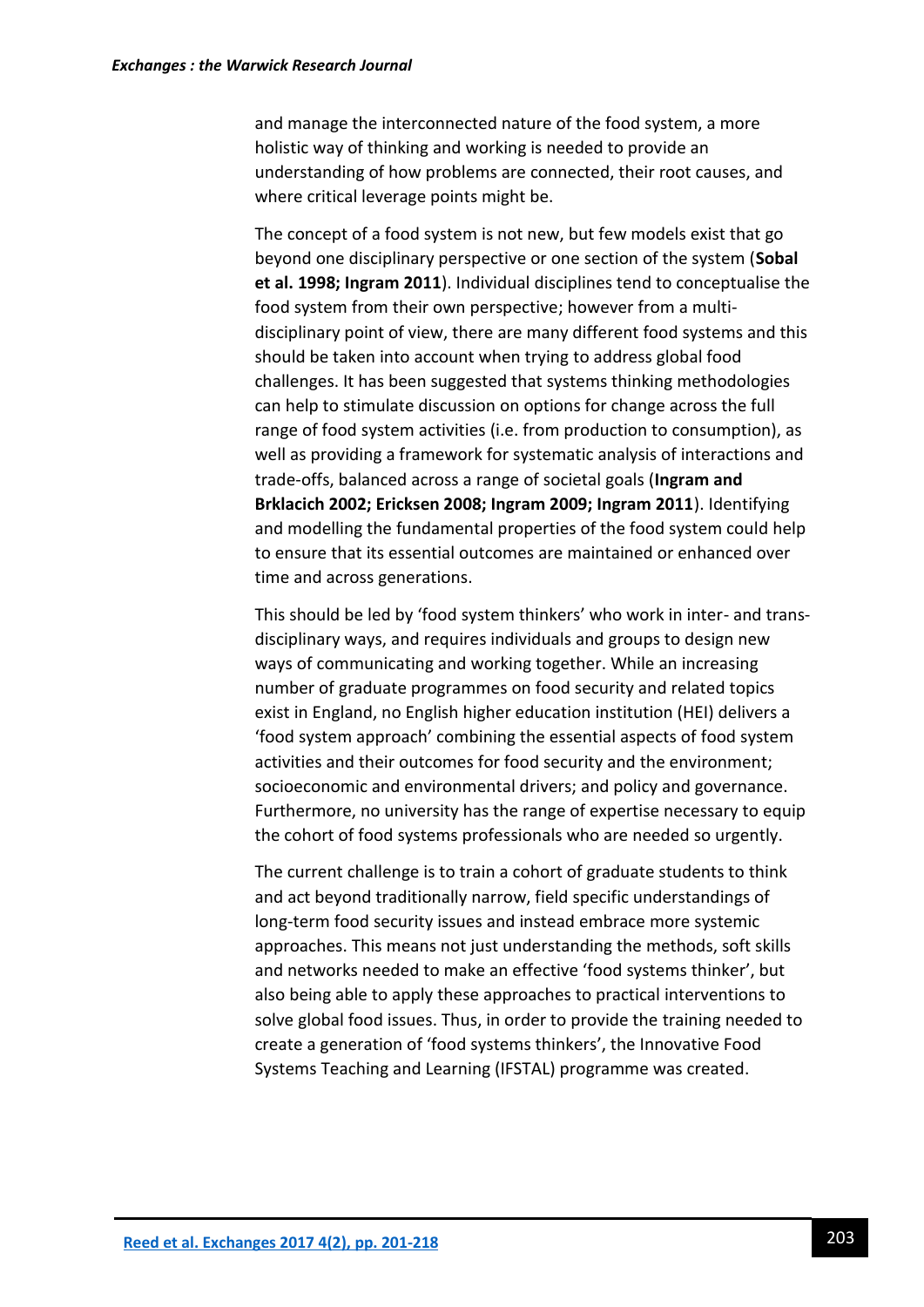and manage the interconnected nature of the food system, a more holistic way of thinking and working is needed to provide an understanding of how problems are connected, their root causes, and where critical leverage points might be.

The concept of a food system is not new, but few models exist that go beyond one disciplinary perspective or one section of the system (**Sobal et al. 1998; Ingram 2011**). Individual disciplines tend to conceptualise the food system from their own perspective; however from a multi-disciplinary point of view, there are many different food systems and this should be taken into account when trying to address global food challenges. It has been suggested that systems thinking methodologies can help to stimulate discussion on options for change across the full range of food system activities (i.e. from production to consumption), as well as providing a framework for systematic analysis of interactions and trade-offs, balanced across a range of societal goals (**Ingram and Brklacich 2002; Ericksen 2008; Ingram 2009; Ingram 2011**). Identifying and modelling the fundamental properties of the food system could help to ensure that its essential outcomes are maintained or enhanced over time and across generations.

This should be led by 'food system thinkers' who work in inter- and trans-disciplinary ways, and requires individuals and groups to design new ways of communicating and working together. While an increasing number of graduate programmes on food security and related topics exist in England, no English higher education institution (HEI) delivers a 'food system approach' combining the essential aspects of food system activities and their outcomes for food security and the environment; socioeconomic and environmental drivers; and policy and governance. Furthermore, no university has the range of expertise necessary to equip the cohort of food systems professionals who are needed so urgently.

The current challenge is to train a cohort of graduate students to think and act beyond traditionally narrow, field specific understandings of long-term food security issues and instead embrace more systemic approaches. This means not just understanding the methods, soft skills and networks needed to make an effective 'food systems thinker', but also being able to apply these approaches to practical interventions to solve global food issues. Thus, in order to provide the training needed to create a generation of 'food systems thinkers', the Innovative Food Systems Teaching and Learning (IFSTAL) programme was created.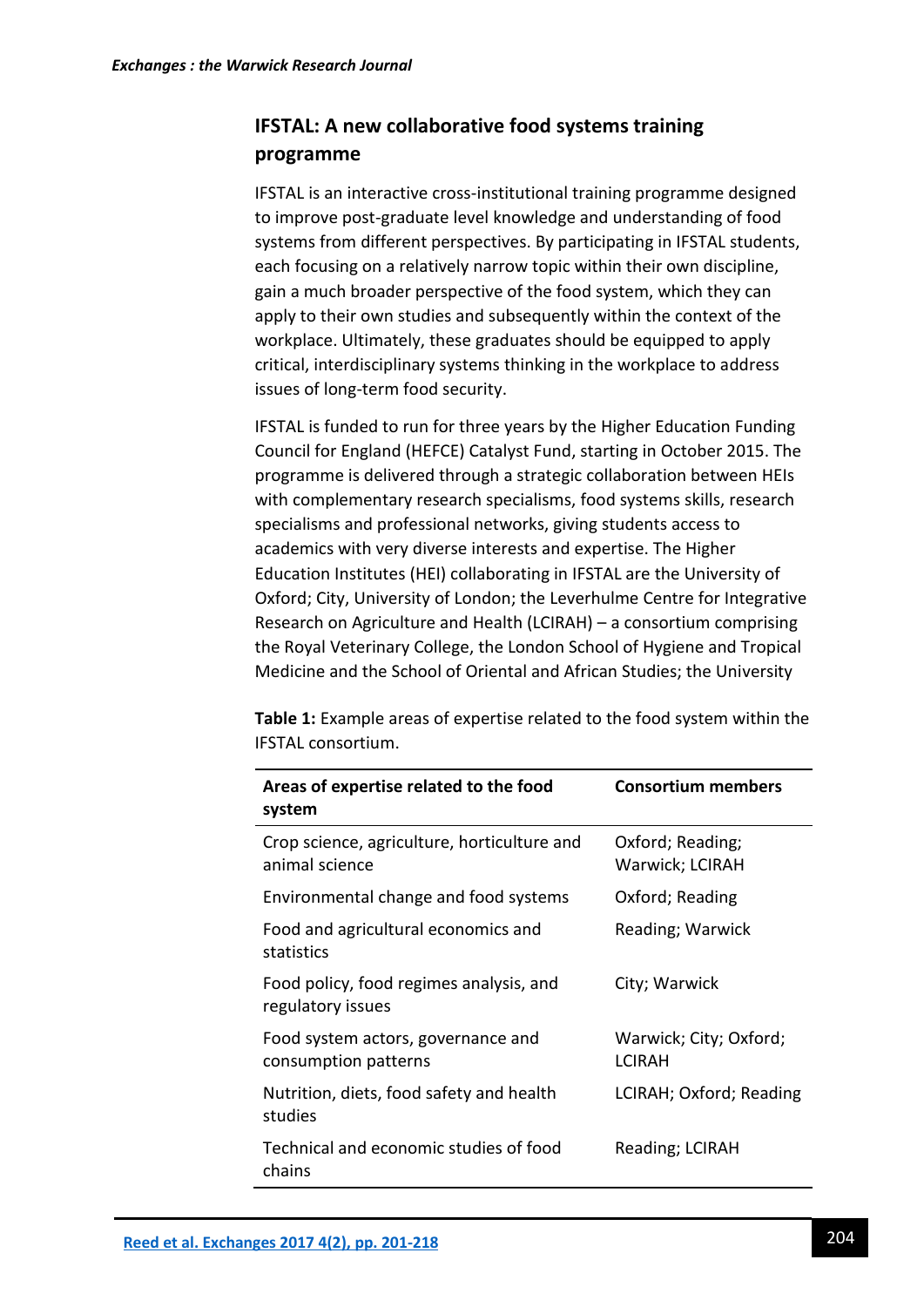## IFSTAL: A new collaborative food systems training programme

IFSTAL is an interactive cross-institutional training programme designed to improve post-graduate level knowledge and understanding of food systems from different perspectives. By participating in IFSTAL students, each focusing on a relatively narrow topic within their own discipline, gain a much broader perspective of the food system, which they can apply to their own studies and subsequently within the context of the workplace. Ultimately, these graduates should be equipped to apply critical, interdisciplinary systems thinking in the workplace to address issues of long-term food security.

IFSTAL is funded to run for three years by the Higher Education Funding Council for England (HEFCE) Catalyst Fund, starting in October 2015. The programme is delivered through a strategic collaboration between HEIs with complementary research specialisms, food systems skills, research specialisms and professional networks, giving students access to academics with very diverse interests and expertise. The Higher Education Institutes (HEI) collaborating in IFSTAL are the University of Oxford; City, University of London; the Leverhulme Centre for Integrative Research on Agriculture and Health (LCIRAH) – a consortium comprising the Royal Veterinary College, the London School of Hygiene and Tropical Medicine and the School of Oriental and African Studies; the University

**Table 1:** Example areas of expertise related to the food system within the IFSTAL consortium.

| Areas of expertise related to the food system | Consortium members |
|---|---|
| Crop science, agriculture, horticulture and animal science | Oxford; Reading; Warwick; LCIRAH |
| Environmental change and food systems | Oxford; Reading |
| Food and agricultural economics and statistics | Reading; Warwick |
| Food policy, food regimes analysis, and regulatory issues | City; Warwick |
| Food system actors, governance and consumption patterns | Warwick; City; Oxford; LCIRAH |
| Nutrition, diets, food safety and health studies | LCIRAH; Oxford; Reading |
| Technical and economic studies of food chains | Reading; LCIRAH |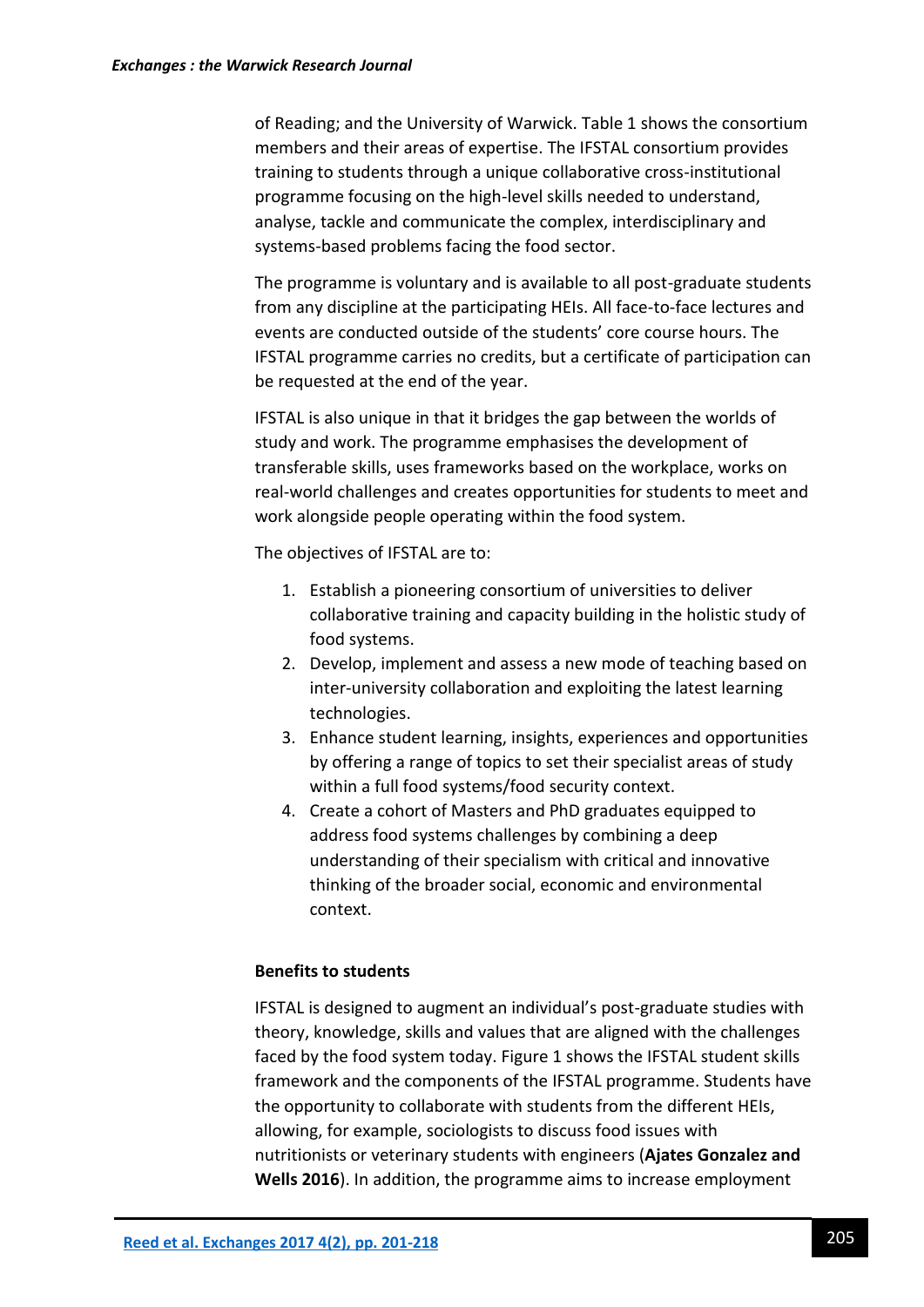of Reading; and the University of Warwick. Table 1 shows the consortium members and their areas of expertise. The IFSTAL consortium provides training to students through a unique collaborative cross-institutional programme focusing on the high-level skills needed to understand, analyse, tackle and communicate the complex, interdisciplinary and systems-based problems facing the food sector.

The programme is voluntary and is available to all post-graduate students from any discipline at the participating HEIs. All face-to-face lectures and events are conducted outside of the students' core course hours. The IFSTAL programme carries no credits, but a certificate of participation can be requested at the end of the year.

IFSTAL is also unique in that it bridges the gap between the worlds of study and work. The programme emphasises the development of transferable skills, uses frameworks based on the workplace, works on real-world challenges and creates opportunities for students to meet and work alongside people operating within the food system.

The objectives of IFSTAL are to:

1. Establish a pioneering consortium of universities to deliver collaborative training and capacity building in the holistic study of food systems.
2. Develop, implement and assess a new mode of teaching based on inter-university collaboration and exploiting the latest learning technologies.
3. Enhance student learning, insights, experiences and opportunities by offering a range of topics to set their specialist areas of study within a full food systems/food security context.
4. Create a cohort of Masters and PhD graduates equipped to address food systems challenges by combining a deep understanding of their specialism with critical and innovative thinking of the broader social, economic and environmental context.

**Benefits to students**

IFSTAL is designed to augment an individual's post-graduate studies with theory, knowledge, skills and values that are aligned with the challenges faced by the food system today. Figure 1 shows the IFSTAL student skills framework and the components of the IFSTAL programme. Students have the opportunity to collaborate with students from the different HEIs, allowing, for example, sociologists to discuss food issues with nutritionists or veterinary students with engineers (**Ajates Gonzalez and Wells 2016**). In addition, the programme aims to increase employment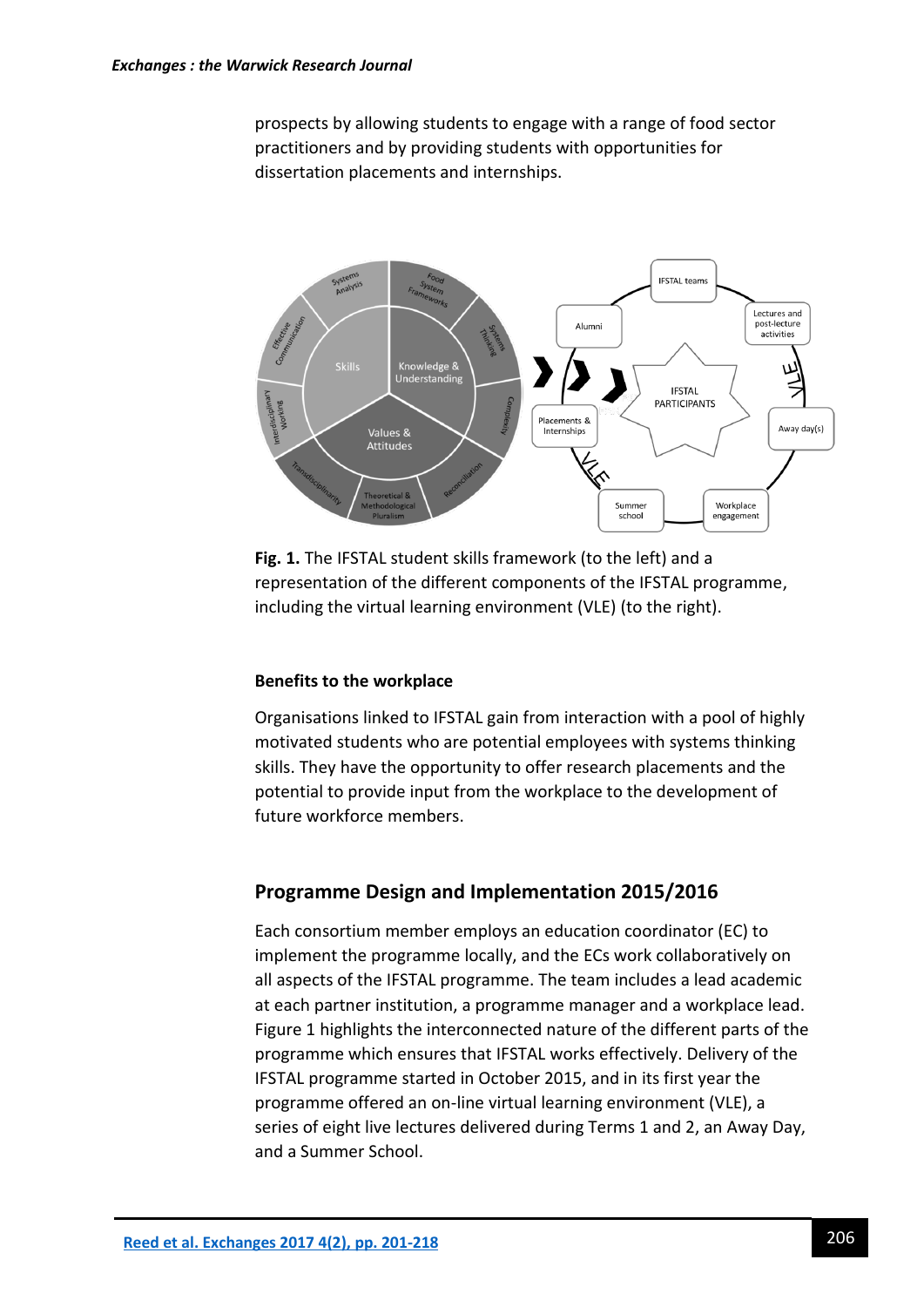prospects by allowing students to engage with a range of food sector practitioners and by providing students with opportunities for dissertation placements and internships.

**Fig. 1.** The IFSTAL student skills framework (to the left) and a representation of the different components of the IFSTAL programme, including the virtual learning environment (VLE) (to the right).

### Benefits to the workplace

Organisations linked to IFSTAL gain from interaction with a pool of highly motivated students who are potential employees with systems thinking skills. They have the opportunity to offer research placements and the potential to provide input from the workplace to the development of future workforce members.

## Programme Design and Implementation 2015/2016

Each consortium member employs an education coordinator (EC) to implement the programme locally, and the ECs work collaboratively on all aspects of the IFSTAL programme. The team includes a lead academic at each partner institution, a programme manager and a workplace lead. Figure 1 highlights the interconnected nature of the different parts of the programme which ensures that IFSTAL works effectively. Delivery of the IFSTAL programme started in October 2015, and in its first year the programme offered an on-line virtual learning environment (VLE), a series of eight live lectures delivered during Terms 1 and 2, an Away Day, and a Summer School.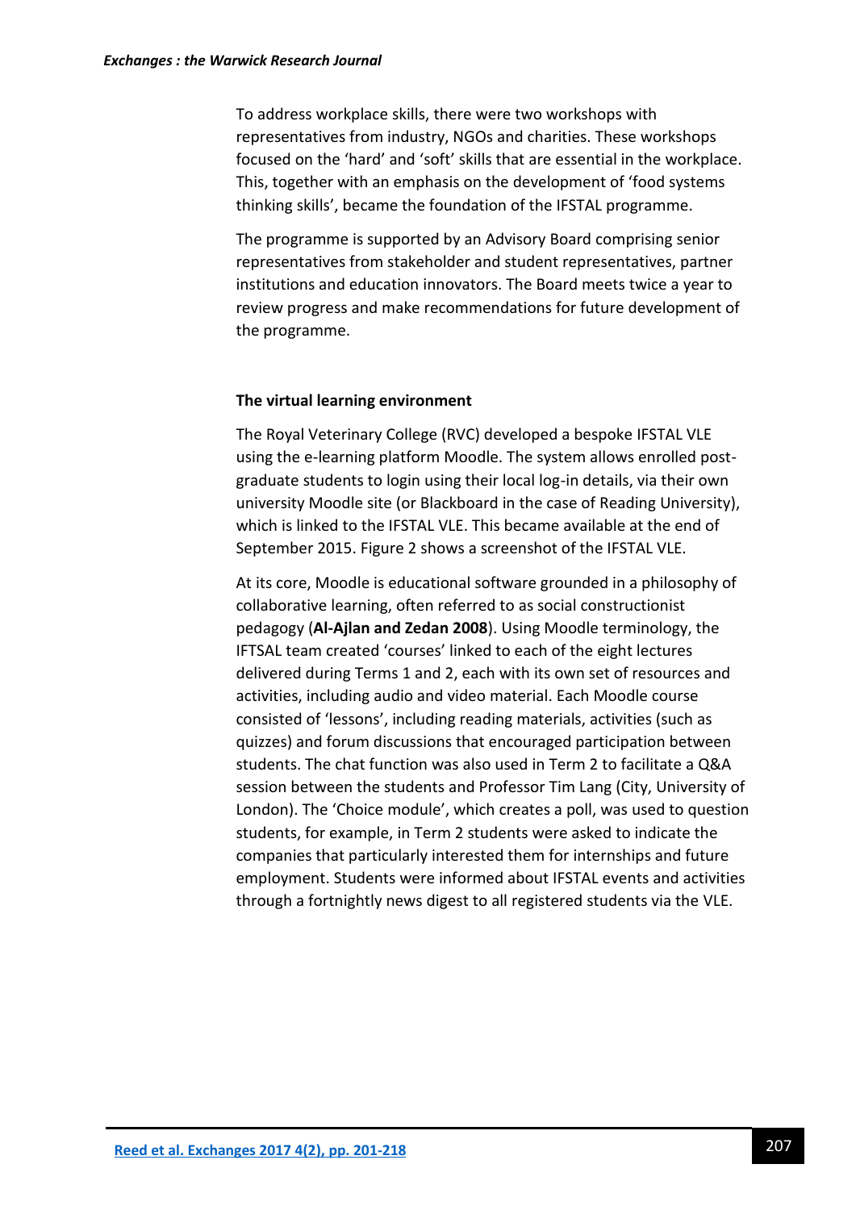To address workplace skills, there were two workshops with representatives from industry, NGOs and charities. These workshops focused on the 'hard' and 'soft' skills that are essential in the workplace. This, together with an emphasis on the development of 'food systems thinking skills', became the foundation of the IFSTAL programme.

The programme is supported by an Advisory Board comprising senior representatives from stakeholder and student representatives, partner institutions and education innovators. The Board meets twice a year to review progress and make recommendations for future development of the programme.

**The virtual learning environment**

The Royal Veterinary College (RVC) developed a bespoke IFSTAL VLE using the e-learning platform Moodle. The system allows enrolled post-graduate students to login using their local log-in details, via their own university Moodle site (or Blackboard in the case of Reading University), which is linked to the IFSTAL VLE. This became available at the end of September 2015. Figure 2 shows a screenshot of the IFSTAL VLE.

At its core, Moodle is educational software grounded in a philosophy of collaborative learning, often referred to as social constructionist pedagogy (**Al-Ajlan and Zedan 2008**). Using Moodle terminology, the IFTSAL team created 'courses' linked to each of the eight lectures delivered during Terms 1 and 2, each with its own set of resources and activities, including audio and video material. Each Moodle course consisted of 'lessons', including reading materials, activities (such as quizzes) and forum discussions that encouraged participation between students. The chat function was also used in Term 2 to facilitate a Q&A session between the students and Professor Tim Lang (City, University of London). The 'Choice module', which creates a poll, was used to question students, for example, in Term 2 students were asked to indicate the companies that particularly interested them for internships and future employment. Students were informed about IFSTAL events and activities through a fortnightly news digest to all registered students via the VLE.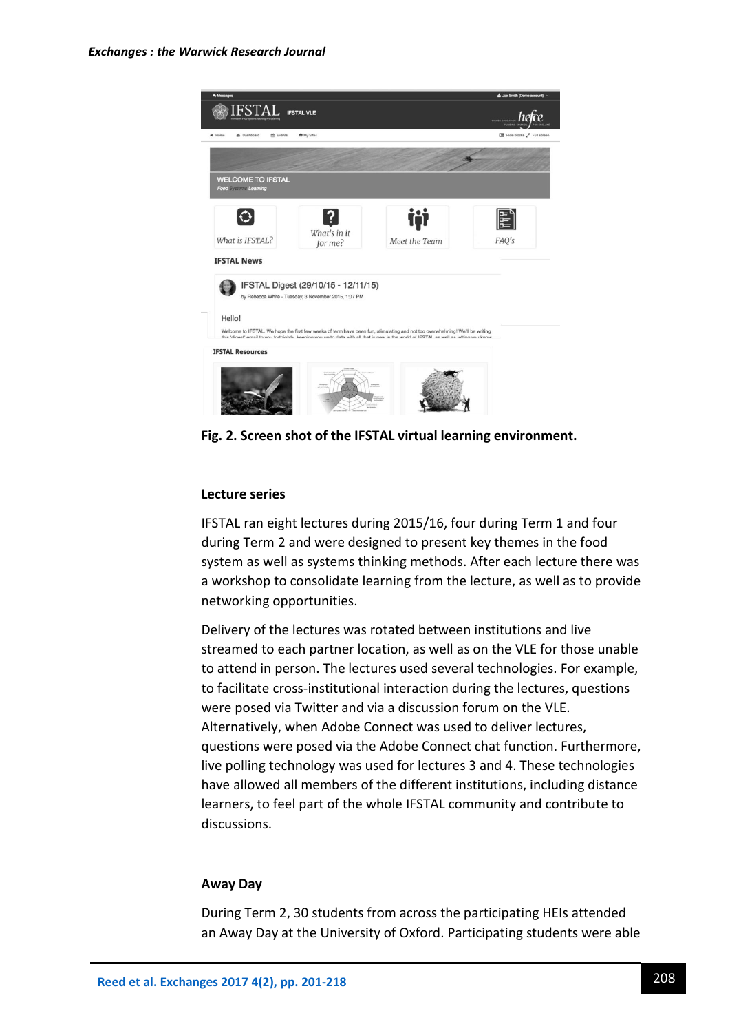**Fig. 2. Screen shot of the IFSTAL virtual learning environment.**

### Lecture series

IFSTAL ran eight lectures during 2015/16, four during Term 1 and four during Term 2 and were designed to present key themes in the food system as well as systems thinking methods. After each lecture there was a workshop to consolidate learning from the lecture, as well as to provide networking opportunities.

Delivery of the lectures was rotated between institutions and live streamed to each partner location, as well as on the VLE for those unable to attend in person. The lectures used several technologies. For example, to facilitate cross-institutional interaction during the lectures, questions were posed via Twitter and via a discussion forum on the VLE. Alternatively, when Adobe Connect was used to deliver lectures, questions were posed via the Adobe Connect chat function. Furthermore, live polling technology was used for lectures 3 and 4. These technologies have allowed all members of the different institutions, including distance learners, to feel part of the whole IFSTAL community and contribute to discussions.

### Away Day

During Term 2, 30 students from across the participating HEIs attended an Away Day at the University of Oxford. Participating students were able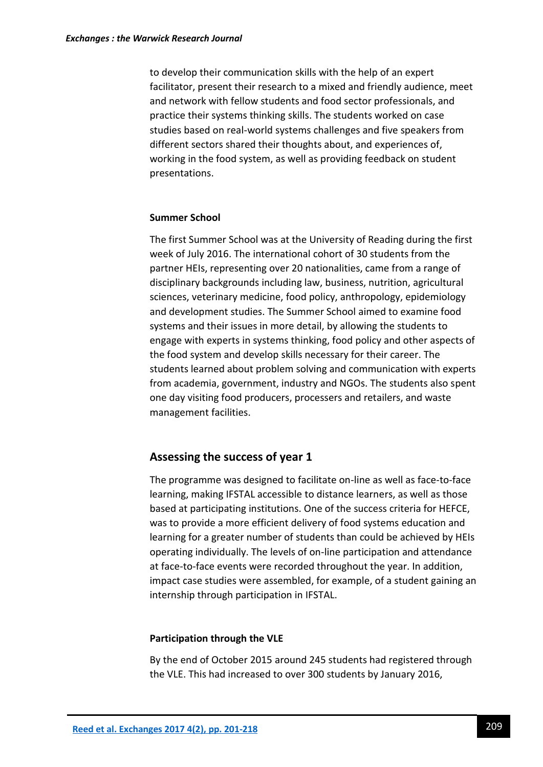to develop their communication skills with the help of an expert facilitator, present their research to a mixed and friendly audience, meet and network with fellow students and food sector professionals, and practice their systems thinking skills. The students worked on case studies based on real-world systems challenges and five speakers from different sectors shared their thoughts about, and experiences of, working in the food system, as well as providing feedback on student presentations.

#### Summer School

The first Summer School was at the University of Reading during the first week of July 2016. The international cohort of 30 students from the partner HEIs, representing over 20 nationalities, came from a range of disciplinary backgrounds including law, business, nutrition, agricultural sciences, veterinary medicine, food policy, anthropology, epidemiology and development studies. The Summer School aimed to examine food systems and their issues in more detail, by allowing the students to engage with experts in systems thinking, food policy and other aspects of the food system and develop skills necessary for their career. The students learned about problem solving and communication with experts from academia, government, industry and NGOs. The students also spent one day visiting food producers, processers and retailers, and waste management facilities.

## Assessing the success of year 1

The programme was designed to facilitate on-line as well as face-to-face learning, making IFSTAL accessible to distance learners, as well as those based at participating institutions. One of the success criteria for HEFCE, was to provide a more efficient delivery of food systems education and learning for a greater number of students than could be achieved by HEIs operating individually. The levels of on-line participation and attendance at face-to-face events were recorded throughout the year. In addition, impact case studies were assembled, for example, of a student gaining an internship through participation in IFSTAL.

#### Participation through the VLE

By the end of October 2015 around 245 students had registered through the VLE. This had increased to over 300 students by January 2016,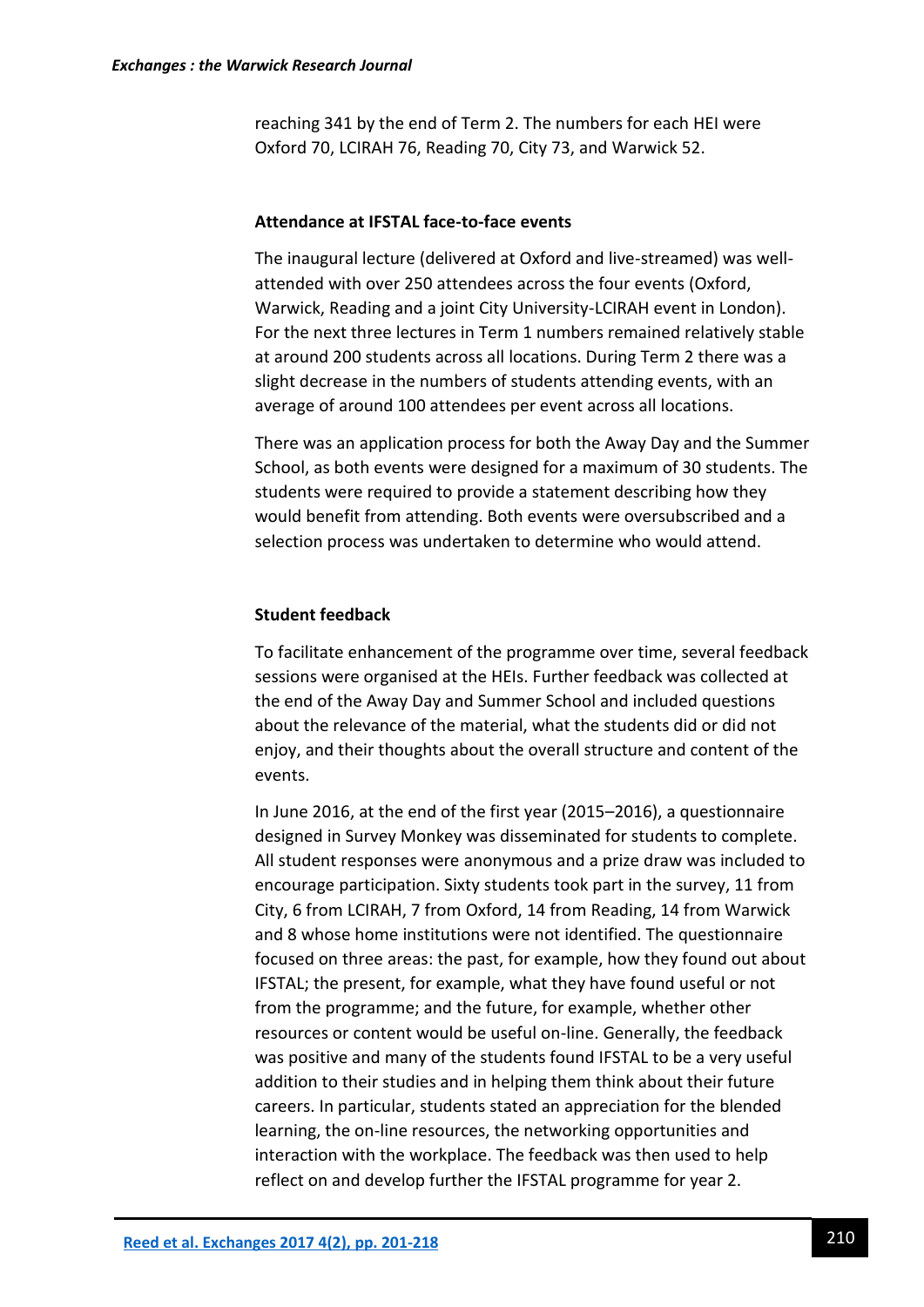reaching 341 by the end of Term 2. The numbers for each HEI were Oxford 70, LCIRAH 76, Reading 70, City 73, and Warwick 52.

### Attendance at IFSTAL face-to-face events

The inaugural lecture (delivered at Oxford and live-streamed) was well-attended with over 250 attendees across the four events (Oxford, Warwick, Reading and a joint City University-LCIRAH event in London). For the next three lectures in Term 1 numbers remained relatively stable at around 200 students across all locations. During Term 2 there was a slight decrease in the numbers of students attending events, with an average of around 100 attendees per event across all locations.

There was an application process for both the Away Day and the Summer School, as both events were designed for a maximum of 30 students. The students were required to provide a statement describing how they would benefit from attending. Both events were oversubscribed and a selection process was undertaken to determine who would attend.

### Student feedback

To facilitate enhancement of the programme over time, several feedback sessions were organised at the HEIs. Further feedback was collected at the end of the Away Day and Summer School and included questions about the relevance of the material, what the students did or did not enjoy, and their thoughts about the overall structure and content of the events.

In June 2016, at the end of the first year (2015–2016), a questionnaire designed in Survey Monkey was disseminated for students to complete. All student responses were anonymous and a prize draw was included to encourage participation. Sixty students took part in the survey, 11 from City, 6 from LCIRAH, 7 from Oxford, 14 from Reading, 14 from Warwick and 8 whose home institutions were not identified. The questionnaire focused on three areas: the past, for example, how they found out about IFSTAL; the present, for example, what they have found useful or not from the programme; and the future, for example, whether other resources or content would be useful on-line. Generally, the feedback was positive and many of the students found IFSTAL to be a very useful addition to their studies and in helping them think about their future careers. In particular, students stated an appreciation for the blended learning, the on-line resources, the networking opportunities and interaction with the workplace. The feedback was then used to help reflect on and develop further the IFSTAL programme for year 2.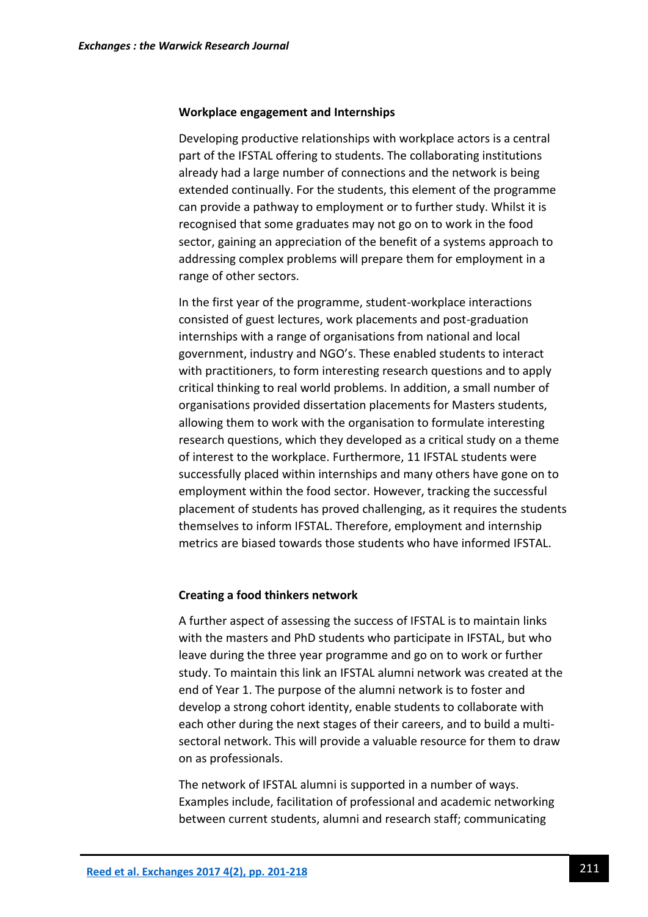### Workplace engagement and Internships

Developing productive relationships with workplace actors is a central part of the IFSTAL offering to students. The collaborating institutions already had a large number of connections and the network is being extended continually. For the students, this element of the programme can provide a pathway to employment or to further study. Whilst it is recognised that some graduates may not go on to work in the food sector, gaining an appreciation of the benefit of a systems approach to addressing complex problems will prepare them for employment in a range of other sectors.

In the first year of the programme, student-workplace interactions consisted of guest lectures, work placements and post-graduation internships with a range of organisations from national and local government, industry and NGO's. These enabled students to interact with practitioners, to form interesting research questions and to apply critical thinking to real world problems. In addition, a small number of organisations provided dissertation placements for Masters students, allowing them to work with the organisation to formulate interesting research questions, which they developed as a critical study on a theme of interest to the workplace. Furthermore, 11 IFSTAL students were successfully placed within internships and many others have gone on to employment within the food sector. However, tracking the successful placement of students has proved challenging, as it requires the students themselves to inform IFSTAL. Therefore, employment and internship metrics are biased towards those students who have informed IFSTAL.

### Creating a food thinkers network

A further aspect of assessing the success of IFSTAL is to maintain links with the masters and PhD students who participate in IFSTAL, but who leave during the three year programme and go on to work or further study. To maintain this link an IFSTAL alumni network was created at the end of Year 1. The purpose of the alumni network is to foster and develop a strong cohort identity, enable students to collaborate with each other during the next stages of their careers, and to build a multi-sectoral network. This will provide a valuable resource for them to draw on as professionals.

The network of IFSTAL alumni is supported in a number of ways. Examples include, facilitation of professional and academic networking between current students, alumni and research staff; communicating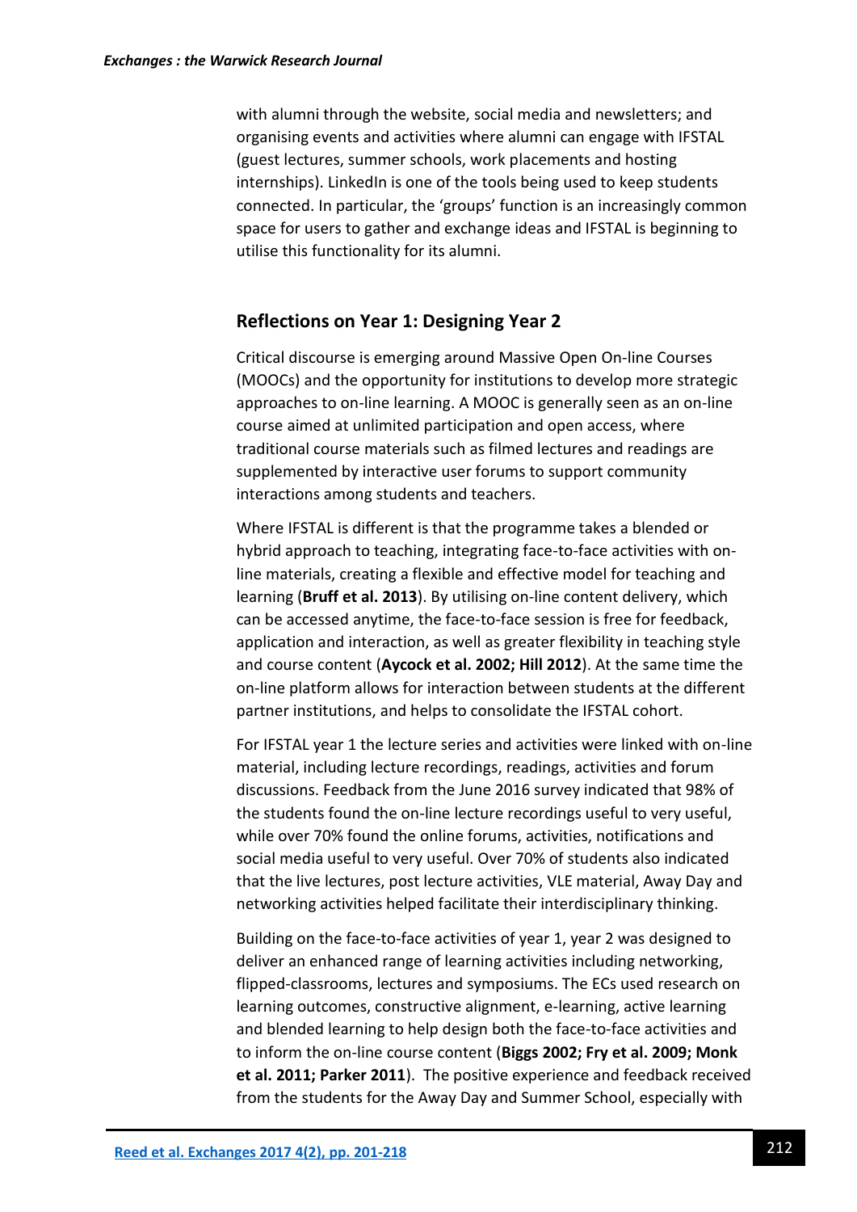with alumni through the website, social media and newsletters; and organising events and activities where alumni can engage with IFSTAL (guest lectures, summer schools, work placements and hosting internships). LinkedIn is one of the tools being used to keep students connected. In particular, the 'groups' function is an increasingly common space for users to gather and exchange ideas and IFSTAL is beginning to utilise this functionality for its alumni.

## Reflections on Year 1: Designing Year 2

Critical discourse is emerging around Massive Open On-line Courses (MOOCs) and the opportunity for institutions to develop more strategic approaches to on-line learning. A MOOC is generally seen as an on-line course aimed at unlimited participation and open access, where traditional course materials such as filmed lectures and readings are supplemented by interactive user forums to support community interactions among students and teachers.

Where IFSTAL is different is that the programme takes a blended or hybrid approach to teaching, integrating face-to-face activities with on-line materials, creating a flexible and effective model for teaching and learning (**Bruff et al. 2013**). By utilising on-line content delivery, which can be accessed anytime, the face-to-face session is free for feedback, application and interaction, as well as greater flexibility in teaching style and course content (**Aycock et al. 2002; Hill 2012**). At the same time the on-line platform allows for interaction between students at the different partner institutions, and helps to consolidate the IFSTAL cohort.

For IFSTAL year 1 the lecture series and activities were linked with on-line material, including lecture recordings, readings, activities and forum discussions. Feedback from the June 2016 survey indicated that 98% of the students found the on-line lecture recordings useful to very useful, while over 70% found the online forums, activities, notifications and social media useful to very useful. Over 70% of students also indicated that the live lectures, post lecture activities, VLE material, Away Day and networking activities helped facilitate their interdisciplinary thinking.

Building on the face-to-face activities of year 1, year 2 was designed to deliver an enhanced range of learning activities including networking, flipped-classrooms, lectures and symposiums. The ECs used research on learning outcomes, constructive alignment, e-learning, active learning and blended learning to help design both the face-to-face activities and to inform the on-line course content (**Biggs 2002; Fry et al. 2009; Monk et al. 2011; Parker 2011**). The positive experience and feedback received from the students for the Away Day and Summer School, especially with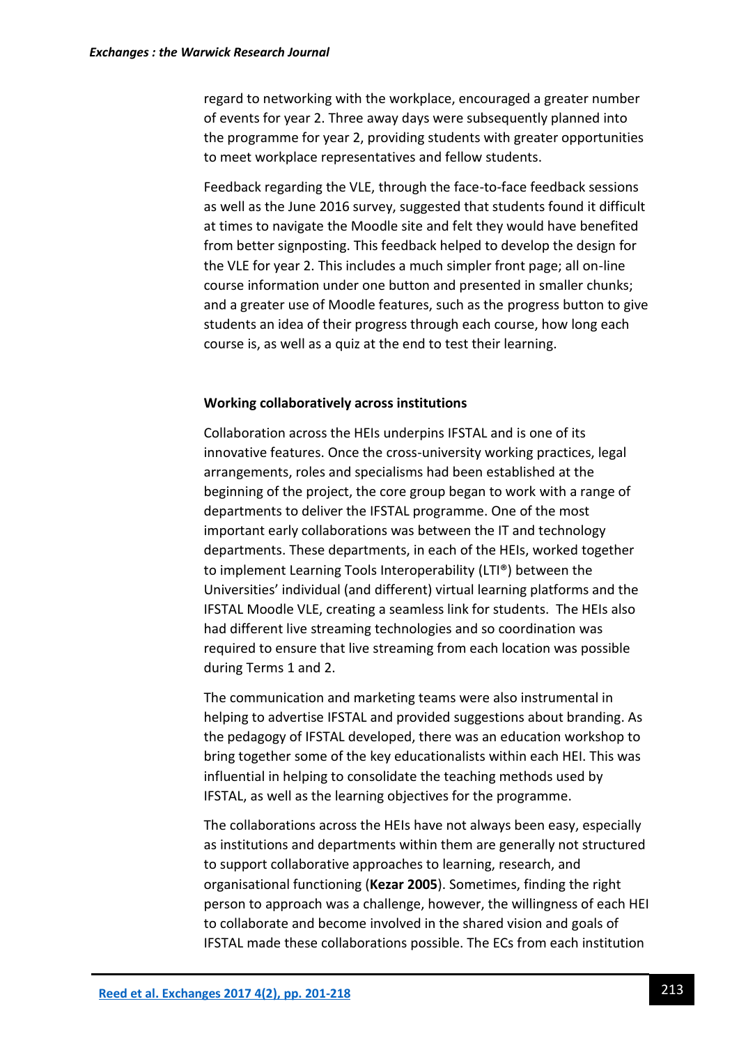regard to networking with the workplace, encouraged a greater number of events for year 2. Three away days were subsequently planned into the programme for year 2, providing students with greater opportunities to meet workplace representatives and fellow students.

Feedback regarding the VLE, through the face-to-face feedback sessions as well as the June 2016 survey, suggested that students found it difficult at times to navigate the Moodle site and felt they would have benefited from better signposting. This feedback helped to develop the design for the VLE for year 2. This includes a much simpler front page; all on-line course information under one button and presented in smaller chunks; and a greater use of Moodle features, such as the progress button to give students an idea of their progress through each course, how long each course is, as well as a quiz at the end to test their learning.

**Working collaboratively across institutions**

Collaboration across the HEIs underpins IFSTAL and is one of its innovative features. Once the cross-university working practices, legal arrangements, roles and specialisms had been established at the beginning of the project, the core group began to work with a range of departments to deliver the IFSTAL programme. One of the most important early collaborations was between the IT and technology departments. These departments, in each of the HEIs, worked together to implement Learning Tools Interoperability (LTI®) between the Universities' individual (and different) virtual learning platforms and the IFSTAL Moodle VLE, creating a seamless link for students. The HEIs also had different live streaming technologies and so coordination was required to ensure that live streaming from each location was possible during Terms 1 and 2.

The communication and marketing teams were also instrumental in helping to advertise IFSTAL and provided suggestions about branding. As the pedagogy of IFSTAL developed, there was an education workshop to bring together some of the key educationalists within each HEI. This was influential in helping to consolidate the teaching methods used by IFSTAL, as well as the learning objectives for the programme.

The collaborations across the HEIs have not always been easy, especially as institutions and departments within them are generally not structured to support collaborative approaches to learning, research, and organisational functioning (**Kezar 2005**). Sometimes, finding the right person to approach was a challenge, however, the willingness of each HEI to collaborate and become involved in the shared vision and goals of IFSTAL made these collaborations possible. The ECs from each institution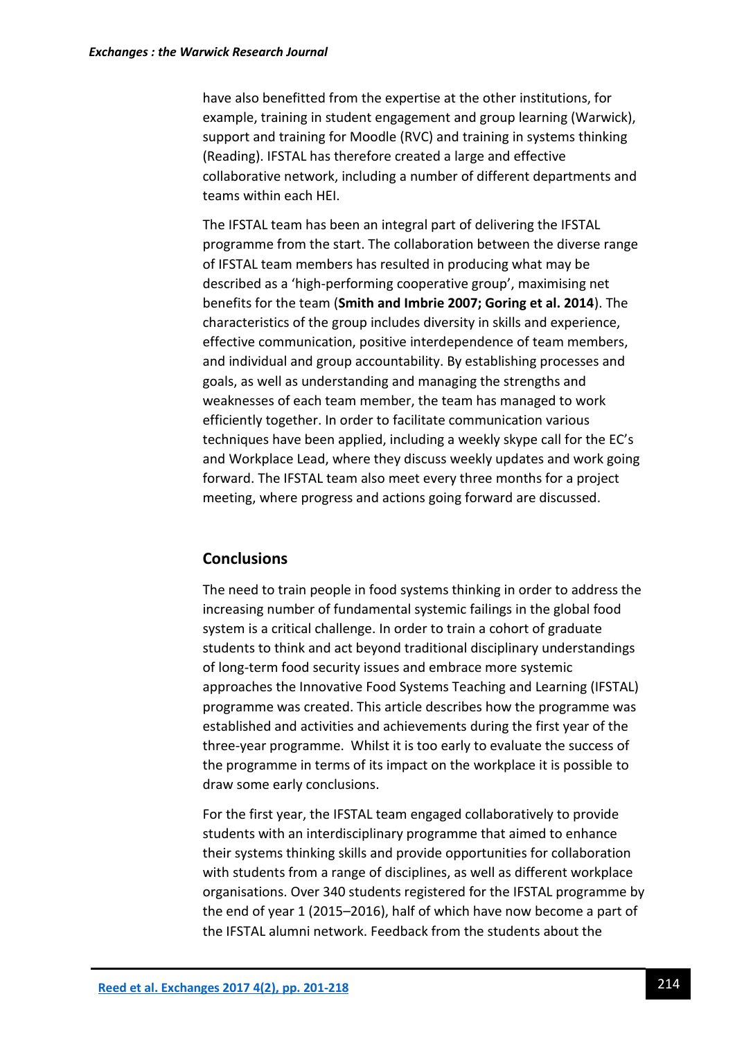have also benefitted from the expertise at the other institutions, for example, training in student engagement and group learning (Warwick), support and training for Moodle (RVC) and training in systems thinking (Reading). IFSTAL has therefore created a large and effective collaborative network, including a number of different departments and teams within each HEI.

The IFSTAL team has been an integral part of delivering the IFSTAL programme from the start. The collaboration between the diverse range of IFSTAL team members has resulted in producing what may be described as a 'high-performing cooperative group', maximising net benefits for the team (**Smith and Imbrie 2007; Goring et al. 2014**). The characteristics of the group includes diversity in skills and experience, effective communication, positive interdependence of team members, and individual and group accountability. By establishing processes and goals, as well as understanding and managing the strengths and weaknesses of each team member, the team has managed to work efficiently together. In order to facilitate communication various techniques have been applied, including a weekly skype call for the EC's and Workplace Lead, where they discuss weekly updates and work going forward. The IFSTAL team also meet every three months for a project meeting, where progress and actions going forward are discussed.

## Conclusions

The need to train people in food systems thinking in order to address the increasing number of fundamental systemic failings in the global food system is a critical challenge. In order to train a cohort of graduate students to think and act beyond traditional disciplinary understandings of long-term food security issues and embrace more systemic approaches the Innovative Food Systems Teaching and Learning (IFSTAL) programme was created. This article describes how the programme was established and activities and achievements during the first year of the three-year programme. Whilst it is too early to evaluate the success of the programme in terms of its impact on the workplace it is possible to draw some early conclusions.

For the first year, the IFSTAL team engaged collaboratively to provide students with an interdisciplinary programme that aimed to enhance their systems thinking skills and provide opportunities for collaboration with students from a range of disciplines, as well as different workplace organisations. Over 340 students registered for the IFSTAL programme by the end of year 1 (2015–2016), half of which have now become a part of the IFSTAL alumni network. Feedback from the students about the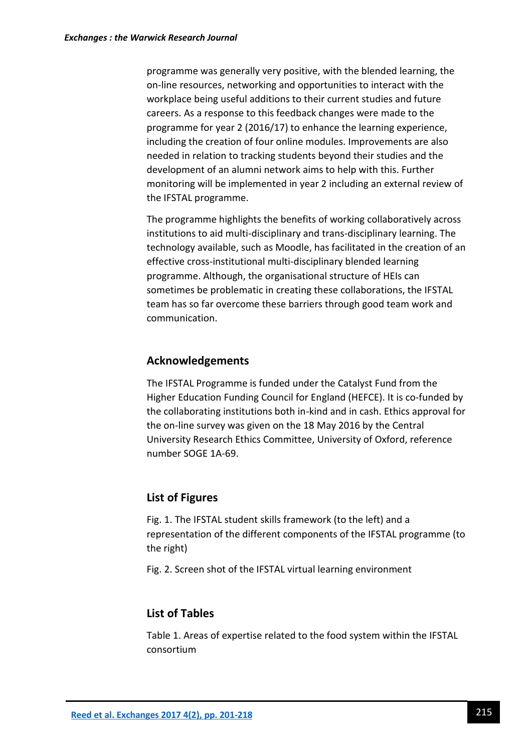programme was generally very positive, with the blended learning, the on-line resources, networking and opportunities to interact with the workplace being useful additions to their current studies and future careers. As a response to this feedback changes were made to the programme for year 2 (2016/17) to enhance the learning experience, including the creation of four online modules. Improvements are also needed in relation to tracking students beyond their studies and the development of an alumni network aims to help with this. Further monitoring will be implemented in year 2 including an external review of the IFSTAL programme.

The programme highlights the benefits of working collaboratively across institutions to aid multi-disciplinary and trans-disciplinary learning. The technology available, such as Moodle, has facilitated in the creation of an effective cross-institutional multi-disciplinary blended learning programme. Although, the organisational structure of HEIs can sometimes be problematic in creating these collaborations, the IFSTAL team has so far overcome these barriers through good team work and communication.

## Acknowledgements

The IFSTAL Programme is funded under the Catalyst Fund from the Higher Education Funding Council for England (HEFCE). It is co-funded by the collaborating institutions both in-kind and in cash. Ethics approval for the on-line survey was given on the 18 May 2016 by the Central University Research Ethics Committee, University of Oxford, reference number SOGE 1A-69.

## List of Figures

Fig. 1. The IFSTAL student skills framework (to the left) and a representation of the different components of the IFSTAL programme (to the right)

Fig. 2. Screen shot of the IFSTAL virtual learning environment

## List of Tables

Table 1. Areas of expertise related to the food system within the IFSTAL consortium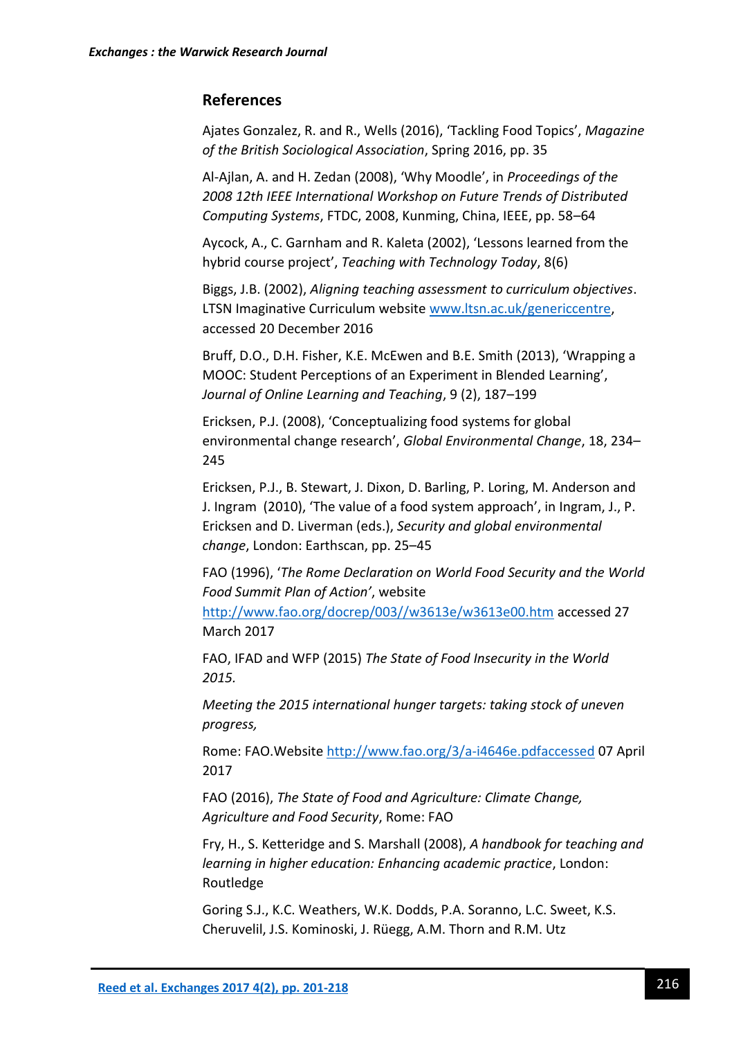## References

Ajates Gonzalez, R. and R., Wells (2016), 'Tackling Food Topics', *Magazine of the British Sociological Association*, Spring 2016, pp. 35

Al-Ajlan, A. and H. Zedan (2008), 'Why Moodle', in *Proceedings of the 2008 12th IEEE International Workshop on Future Trends of Distributed Computing Systems*, FTDC, 2008, Kunming, China, IEEE, pp. 58–64

Aycock, A., C. Garnham and R. Kaleta (2002), 'Lessons learned from the hybrid course project', *Teaching with Technology Today*, 8(6)

Biggs, J.B. (2002), *Aligning teaching assessment to curriculum objectives*. LTSN Imaginative Curriculum website www.ltsn.ac.uk/genericcentre, accessed 20 December 2016

Bruff, D.O., D.H. Fisher, K.E. McEwen and B.E. Smith (2013), 'Wrapping a MOOC: Student Perceptions of an Experiment in Blended Learning', *Journal of Online Learning and Teaching*, 9 (2), 187–199

Ericksen, P.J. (2008), 'Conceptualizing food systems for global environmental change research', *Global Environmental Change*, 18, 234–245

Ericksen, P.J., B. Stewart, J. Dixon, D. Barling, P. Loring, M. Anderson and J. Ingram (2010), 'The value of a food system approach', in Ingram, J., P. Ericksen and D. Liverman (eds.), *Security and global environmental change*, London: Earthscan, pp. 25–45

FAO (1996), '*The Rome Declaration on World Food Security and the World Food Summit Plan of Action'*, website http://www.fao.org/docrep/003//w3613e/w3613e00.htm accessed 27 March 2017

FAO, IFAD and WFP (2015) *The State of Food Insecurity in the World 2015.*

*Meeting the 2015 international hunger targets: taking stock of uneven progress,*

Rome: FAO.Website http://www.fao.org/3/a-i4646e.pdfaccessed 07 April 2017

FAO (2016), *The State of Food and Agriculture: Climate Change, Agriculture and Food Security*, Rome: FAO

Fry, H., S. Ketteridge and S. Marshall (2008), *A handbook for teaching and learning in higher education: Enhancing academic practice*, London: Routledge

Goring S.J., K.C. Weathers, W.K. Dodds, P.A. Soranno, L.C. Sweet, K.S. Cheruvelil, J.S. Kominoski, J. Rüegg, A.M. Thorn and R.M. Utz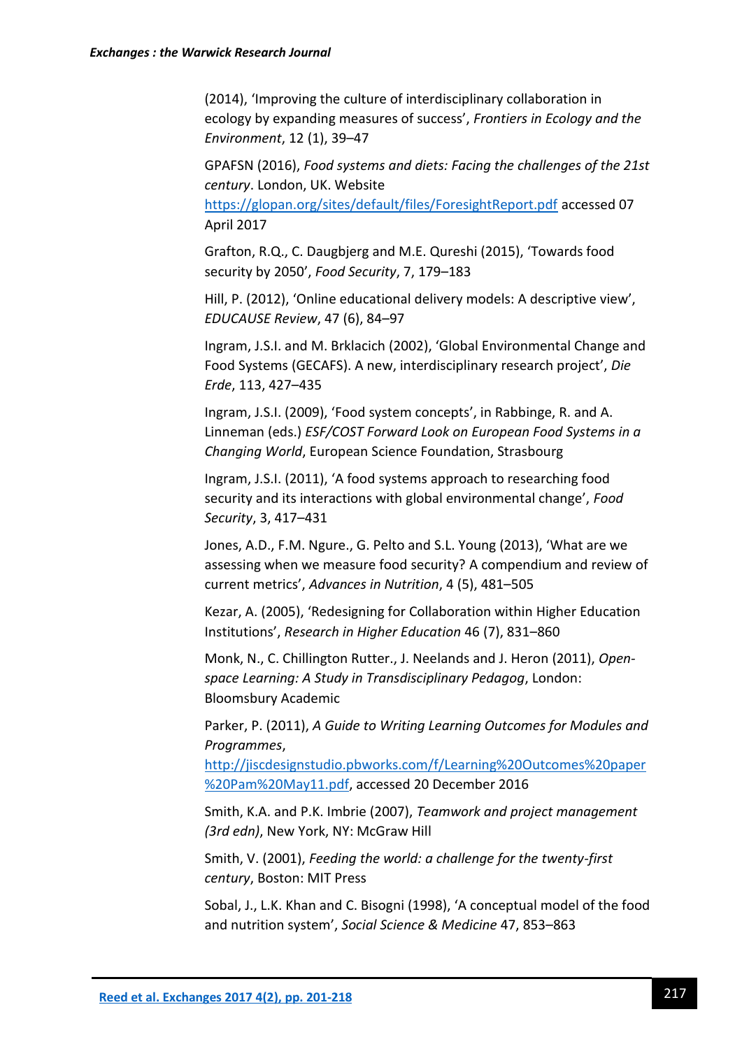(2014), 'Improving the culture of interdisciplinary collaboration in ecology by expanding measures of success', *Frontiers in Ecology and the Environment*, 12 (1), 39–47

GPAFSN (2016), *Food systems and diets: Facing the challenges of the 21st century*. London, UK. Website https://glopan.org/sites/default/files/ForesightReport.pdf accessed 07 April 2017

Grafton, R.Q., C. Daugbjerg and M.E. Qureshi (2015), 'Towards food security by 2050', *Food Security*, 7, 179–183

Hill, P. (2012), 'Online educational delivery models: A descriptive view', *EDUCAUSE Review*, 47 (6), 84–97

Ingram, J.S.I. and M. Brklacich (2002), 'Global Environmental Change and Food Systems (GECAFS). A new, interdisciplinary research project', *Die Erde*, 113, 427–435

Ingram, J.S.I. (2009), 'Food system concepts', in Rabbinge, R. and A. Linneman (eds.) *ESF/COST Forward Look on European Food Systems in a Changing World*, European Science Foundation, Strasbourg

Ingram, J.S.I. (2011), 'A food systems approach to researching food security and its interactions with global environmental change', *Food Security*, 3, 417–431

Jones, A.D., F.M. Ngure., G. Pelto and S.L. Young (2013), 'What are we assessing when we measure food security? A compendium and review of current metrics', *Advances in Nutrition*, 4 (5), 481–505

Kezar, A. (2005), 'Redesigning for Collaboration within Higher Education Institutions', *Research in Higher Education* 46 (7), 831–860

Monk, N., C. Chillington Rutter., J. Neelands and J. Heron (2011), *Open-space Learning: A Study in Transdisciplinary Pedagog*, London: Bloomsbury Academic

Parker, P. (2011), *A Guide to Writing Learning Outcomes for Modules and Programmes*, http://jiscdesignstudio.pbworks.com/f/Learning%20Outcomes%20paper%20Pam%20May11.pdf, accessed 20 December 2016

Smith, K.A. and P.K. Imbrie (2007), *Teamwork and project management (3rd edn)*, New York, NY: McGraw Hill

Smith, V. (2001), *Feeding the world: a challenge for the twenty-first century*, Boston: MIT Press

Sobal, J., L.K. Khan and C. Bisogni (1998), 'A conceptual model of the food and nutrition system', *Social Science & Medicine* 47, 853–863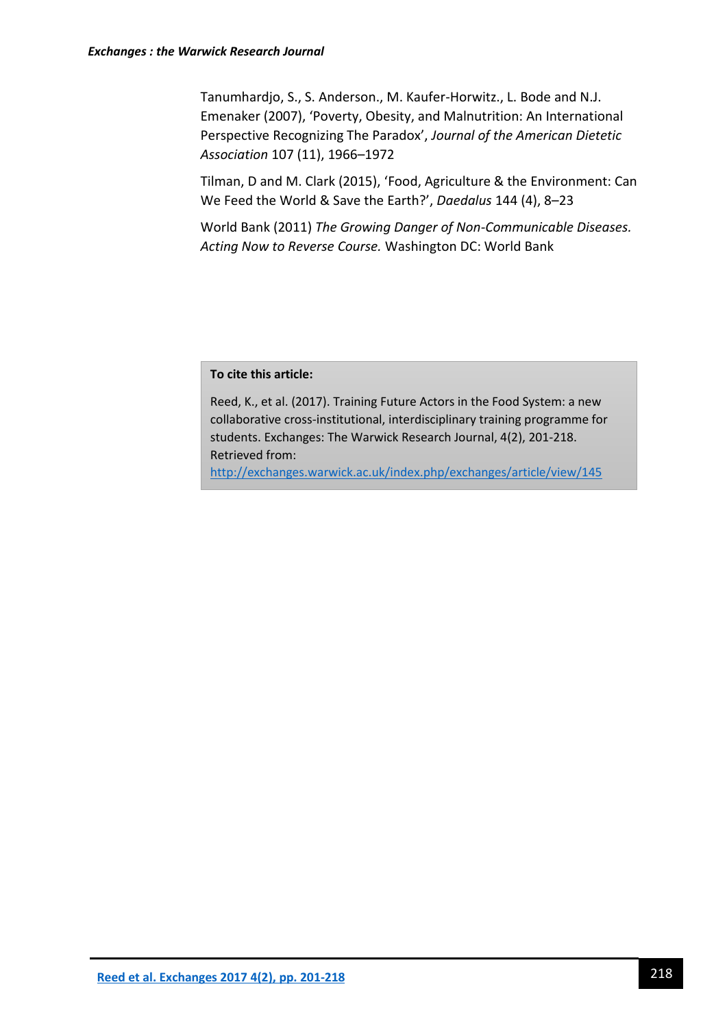Tanumhardjo, S., S. Anderson., M. Kaufer-Horwitz., L. Bode and N.J. Emenaker (2007), 'Poverty, Obesity, and Malnutrition: An International Perspective Recognizing The Paradox', *Journal of the American Dietetic Association* 107 (11), 1966–1972

Tilman, D and M. Clark (2015), 'Food, Agriculture & the Environment: Can We Feed the World & Save the Earth?', *Daedalus* 144 (4), 8–23

World Bank (2011) *The Growing Danger of Non-Communicable Diseases. Acting Now to Reverse Course.* Washington DC: World Bank

**To cite this article:**

Reed, K., et al. (2017). Training Future Actors in the Food System: a new collaborative cross-institutional, interdisciplinary training programme for students. Exchanges: The Warwick Research Journal, 4(2), 201-218. Retrieved from: http://exchanges.warwick.ac.uk/index.php/exchanges/article/view/145